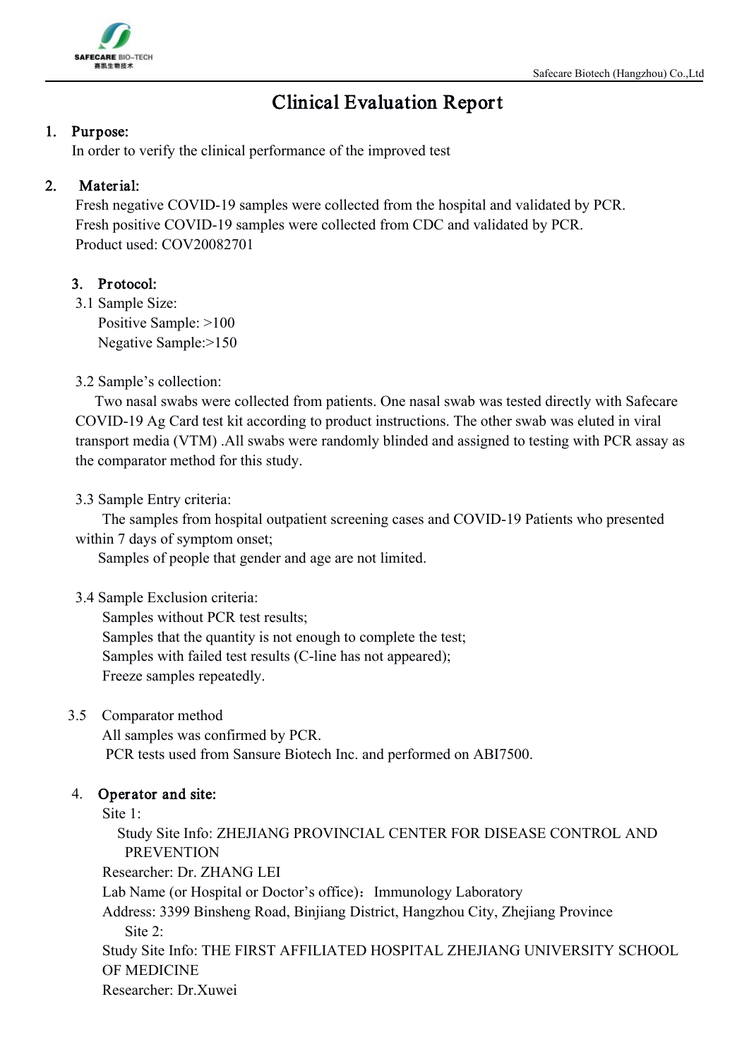# Clinical Evaluation Report

## 1. Purpose:

In order to verify the clinical performance of the improved test

## 2. Material:

Fresh negative COVID-19 samples were collected from the hospital and validated by PCR.
Fresh positive COVID-19 samples were collected from CDC and validated by PCR.
Product used: COV20082701

## 3. Protocol:

3.1 Sample Size:

Positive Sample: >100
Negative Sample:>150

3.2 Sample's collection:

Two nasal swabs were collected from patients. One nasal swab was tested directly with Safecare COVID-19 Ag Card test kit according to product instructions. The other swab was eluted in viral transport media (VTM) .All swabs were randomly blinded and assigned to testing with PCR assay as the comparator method for this study.

3.3 Sample Entry criteria:

The samples from hospital outpatient screening cases and COVID-19 Patients who presented within 7 days of symptom onset;
Samples of people that gender and age are not limited.

3.4 Sample Exclusion criteria:

Samples without PCR test results;
Samples that the quantity is not enough to complete the test;
Samples with failed test results (C-line has not appeared);
Freeze samples repeatedly.

3.5 Comparator method

All samples was confirmed by PCR.
PCR tests used from Sansure Biotech Inc. and performed on ABI7500.

## 4. Operator and site:

Site 1:

Study Site Info: ZHEJIANG PROVINCIAL CENTER FOR DISEASE CONTROL AND PREVENTION
Researcher: Dr. ZHANG LEI
Lab Name (or Hospital or Doctor's office)：Immunology Laboratory
Address: 3399 Binsheng Road, Binjiang District, Hangzhou City, Zhejiang Province

Site 2:

Study Site Info: THE FIRST AFFILIATED HOSPITAL ZHEJIANG UNIVERSITY SCHOOL OF MEDICINE
Researcher: Dr.Xuwei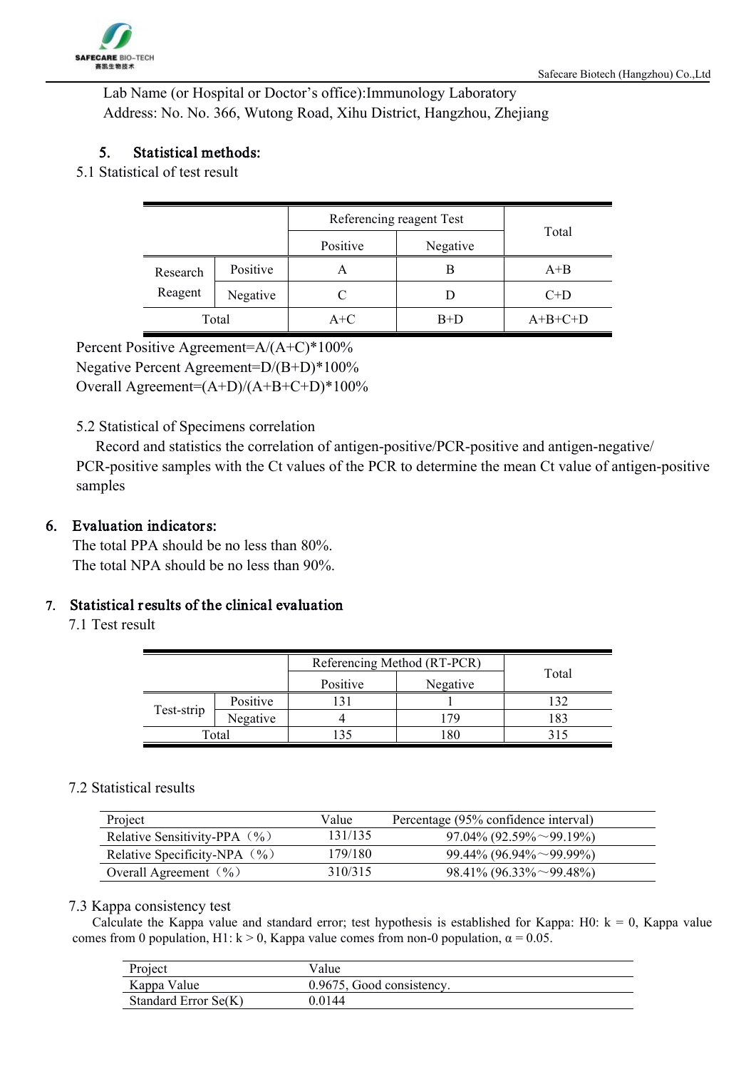Lab Name (or Hospital or Doctor's office):Immunology Laboratory
Address: No. No. 366, Wutong Road, Xihu District, Hangzhou, Zhejiang

## 5. Statistical methods:

5.1 Statistical of test result

| | | Referencing reagent Test | | Total |
|---|---|---|---|---|
| | | Positive | Negative | |
| Research Reagent | Positive | A | B | A+B |
| | Negative | C | D | C+D |
| Total | | A+C | B+D | A+B+C+D |

Percent Positive Agreement=A/(A+C)*100%
Negative Percent Agreement=D/(B+D)*100%
Overall Agreement=(A+D)/(A+B+C+D)*100%

5.2 Statistical of Specimens correlation

Record and statistics the correlation of antigen-positive/PCR-positive and antigen-negative/ PCR-positive samples with the Ct values of the PCR to determine the mean Ct value of antigen-positive samples

## 6. Evaluation indicators:

The total PPA should be no less than 80%.
The total NPA should be no less than 90%.

## 7. Statistical results of the clinical evaluation

7.1 Test result

| | | Referencing Method (RT-PCR) | | Total |
|---|---|---|---|---|
| | | Positive | Negative | |
| Test-strip | Positive | 131 | 1 | 132 |
| | Negative | 4 | 179 | 183 |
| Total | | 135 | 180 | 315 |

7.2 Statistical results

| Project | Value | Percentage (95% confidence interval) |
|---|---|---|
| Relative Sensitivity-PPA（%） | 131/135 | 97.04% (92.59%～99.19%) |
| Relative Specificity-NPA（%） | 179/180 | 99.44% (96.94%～99.99%) |
| Overall Agreement（%） | 310/315 | 98.41% (96.33%～99.48%) |

7.3 Kappa consistency test

Calculate the Kappa value and standard error; test hypothesis is established for Kappa: H0: k = 0, Kappa value comes from 0 population, H1: k > 0, Kappa value comes from non-0 population, α = 0.05.

| Project | Value |
|---|---|
| Kappa Value | 0.9675, Good consistency. |
| Standard Error Se(K) | 0.0144 |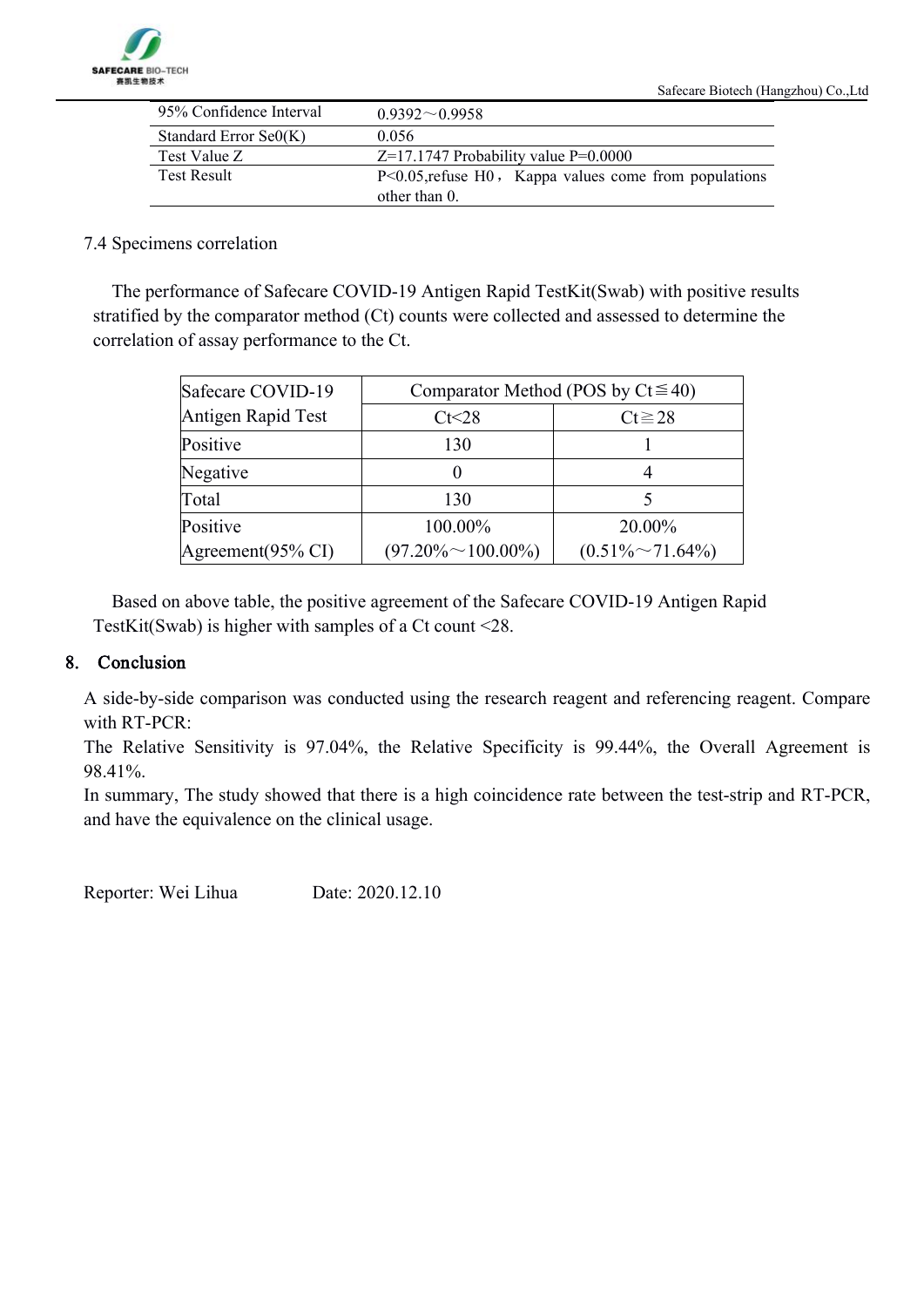| | |
|---|---|
| 95% Confidence Interval | 0.9392～0.9958 |
| Standard Error Se0(K) | 0.056 |
| Test Value Z | Z=17.1747 Probability value P=0.0000 |
| Test Result | P<0.05,refuse H0， Kappa values come from populations other than 0. |

7.4 Specimens correlation

The performance of Safecare COVID-19 Antigen Rapid TestKit(Swab) with positive results stratified by the comparator method (Ct) counts were collected and assessed to determine the correlation of assay performance to the Ct.

| Safecare COVID-19 Antigen Rapid Test | Comparator Method (POS by Ct≦40) | |
|---|---|---|
| | Ct<28 | Ct≧28 |
| Positive | 130 | 1 |
| Negative | 0 | 4 |
| Total | 130 | 5 |
| Positive Agreement(95% CI) | 100.00% (97.20%～100.00%) | 20.00% (0.51%～71.64%) |

Based on above table, the positive agreement of the Safecare COVID-19 Antigen Rapid TestKit(Swab) is higher with samples of a Ct count <28.

## 8. Conclusion

A side-by-side comparison was conducted using the research reagent and referencing reagent. Compare with RT-PCR:

The Relative Sensitivity is 97.04%, the Relative Specificity is 99.44%, the Overall Agreement is 98.41%.

In summary, The study showed that there is a high coincidence rate between the test-strip and RT-PCR, and have the equivalence on the clinical usage.

Reporter: Wei Lihua Date: 2020.12.10